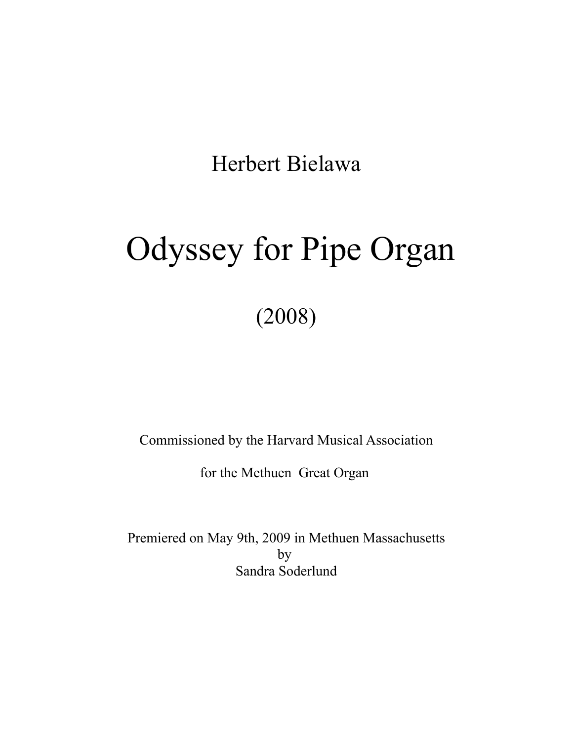Herbert Bielawa

# Odyssey for Pipe Organ

(2008)

Commissioned by the Harvard Musical Association

for the Methuen  Great Organ

Premiered on May 9th, 2009 in Methuen Massachusetts
by
Sandra Soderlund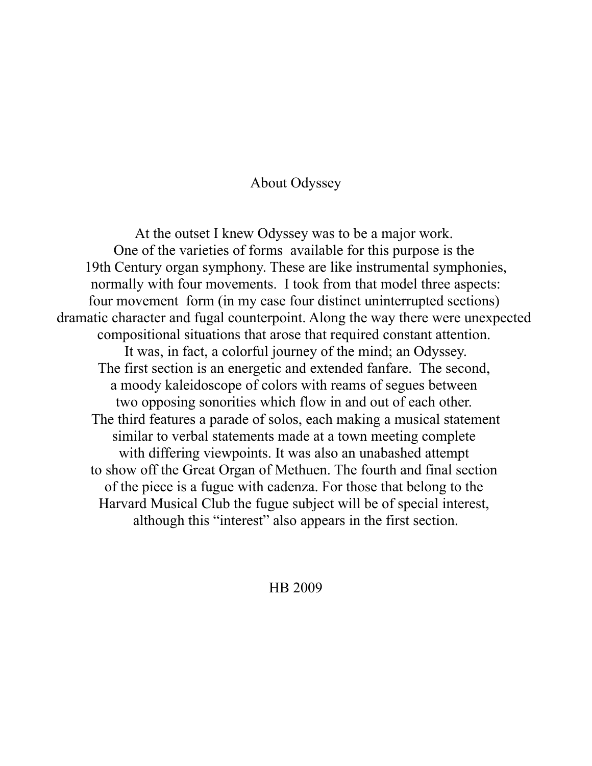# About Odyssey

At the outset I knew Odyssey was to be a major work. One of the varieties of forms available for this purpose is the 19th Century organ symphony. These are like instrumental symphonies, normally with four movements. I took from that model three aspects: four movement form (in my case four distinct uninterrupted sections) dramatic character and fugal counterpoint. Along the way there were unexpected compositional situations that arose that required constant attention. It was, in fact, a colorful journey of the mind; an Odyssey. The first section is an energetic and extended fanfare. The second, a moody kaleidoscope of colors with reams of segues between two opposing sonorities which flow in and out of each other. The third features a parade of solos, each making a musical statement similar to verbal statements made at a town meeting complete with differing viewpoints. It was also an unabashed attempt to show off the Great Organ of Methuen. The fourth and final section of the piece is a fugue with cadenza. For those that belong to the Harvard Musical Club the fugue subject will be of special interest, although this "interest" also appears in the first section.

HB 2009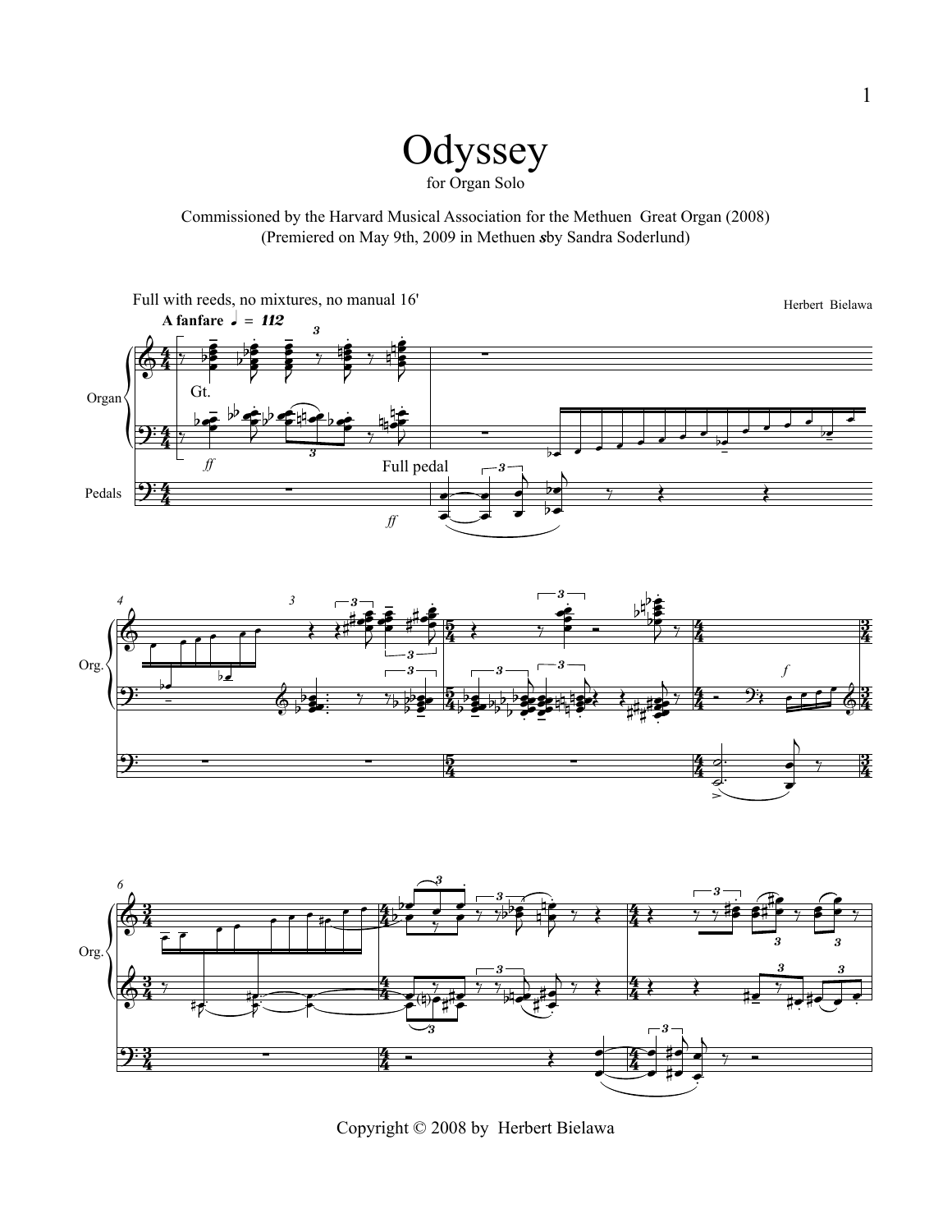# Odyssey

for Organ Solo

Commissioned by the Harvard Musical Association for the Methuen Great Organ (2008)
(Premiered on May 9th, 2009 in Methuen sby Sandra Soderlund)

Full with reeds, no mixtures, no manual 16'

**A fanfare** ♩ = 112

Herbert Bielawa

Copyright © 2008 by Herbert Bielawa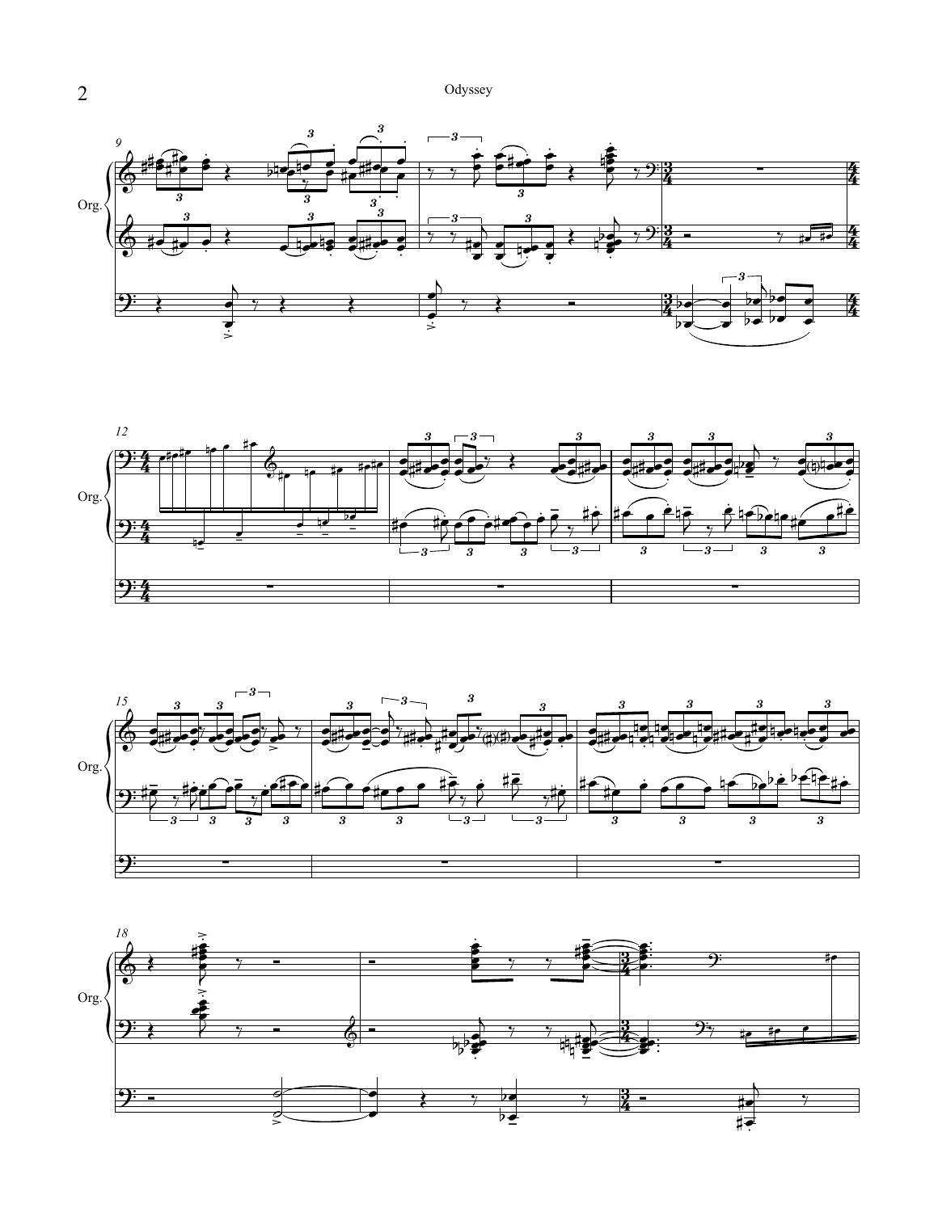Org.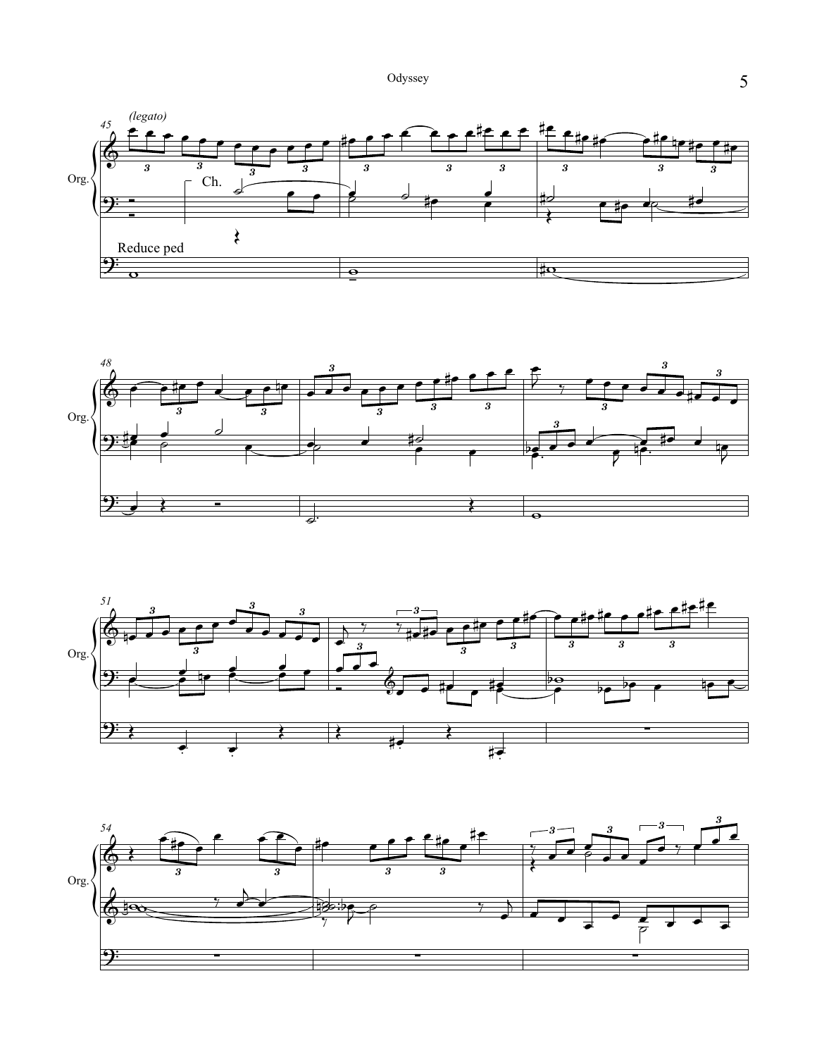*(legato)*

Org.

Ch.

Reduce ped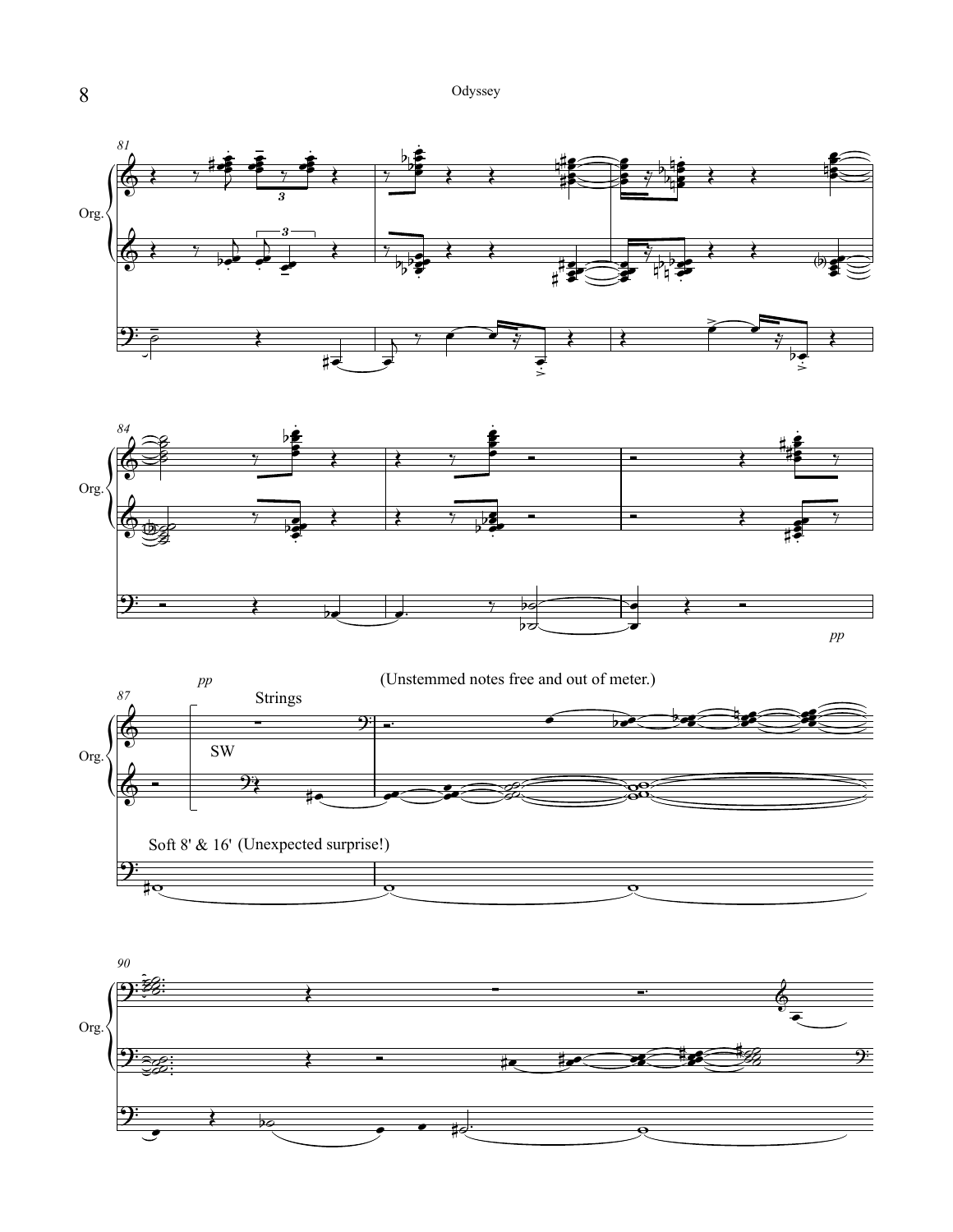Org.

pp

Strings

SW

(Unstemmed notes free and out of meter.)

Soft 8' & 16' (Unexpected surprise!)

pp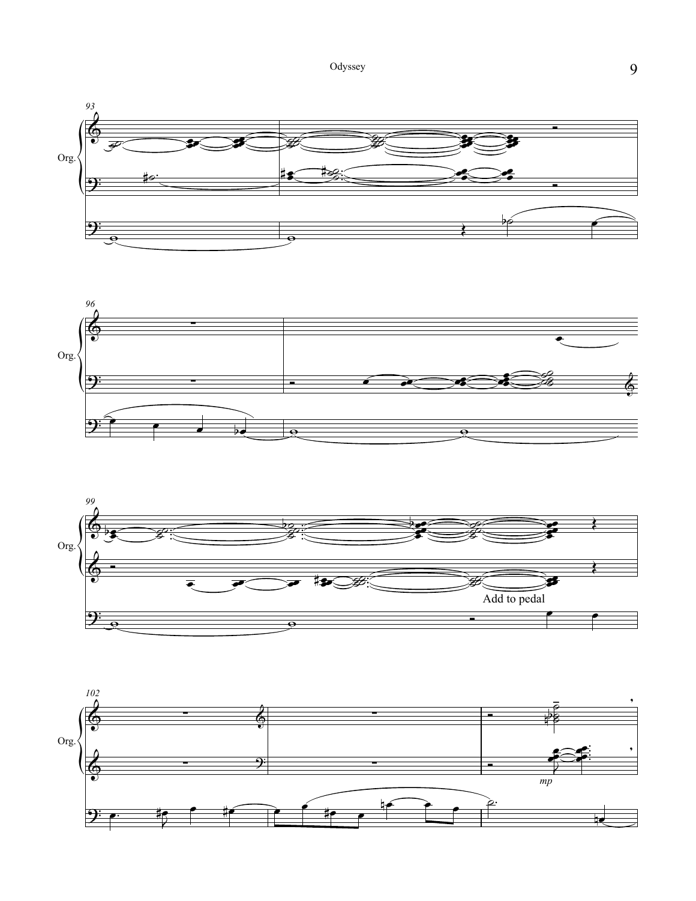93

Org.

96

Org.

99

Org.

Add to pedal

102

Org.

*mp*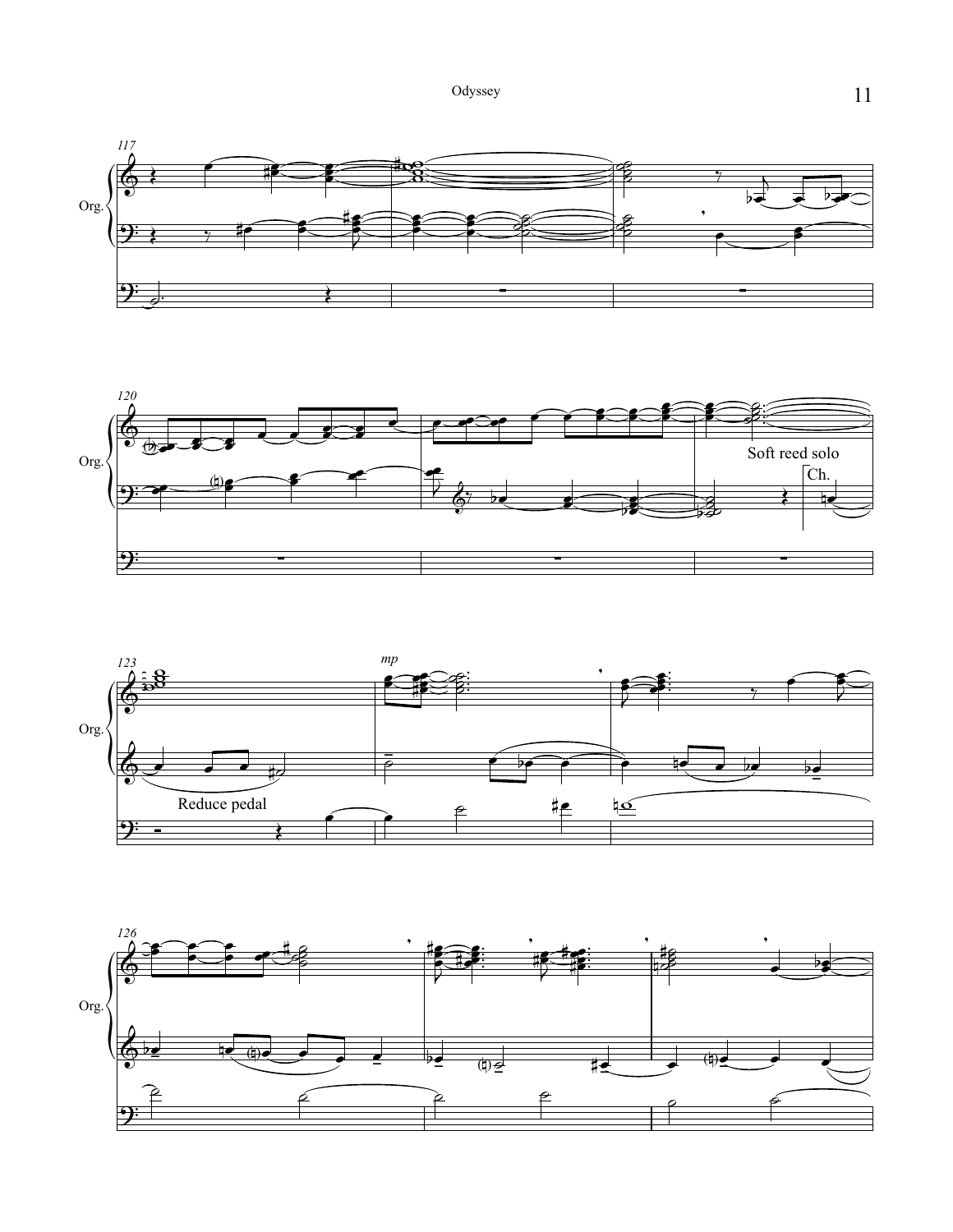Org.

Soft reed solo

Ch.

Reduce pedal

*mp*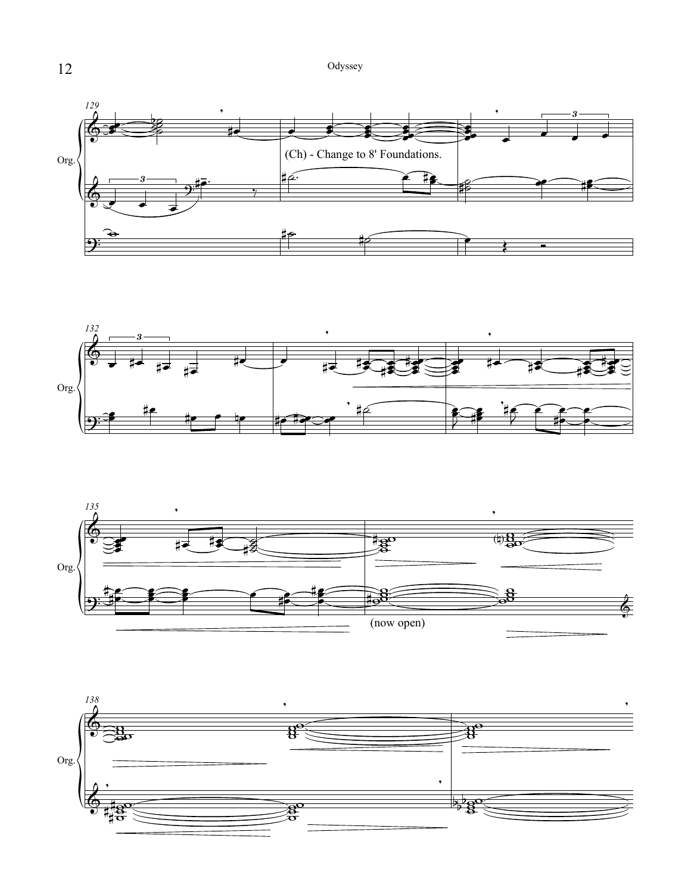(Ch) - Change to 8' Foundations.

(now open)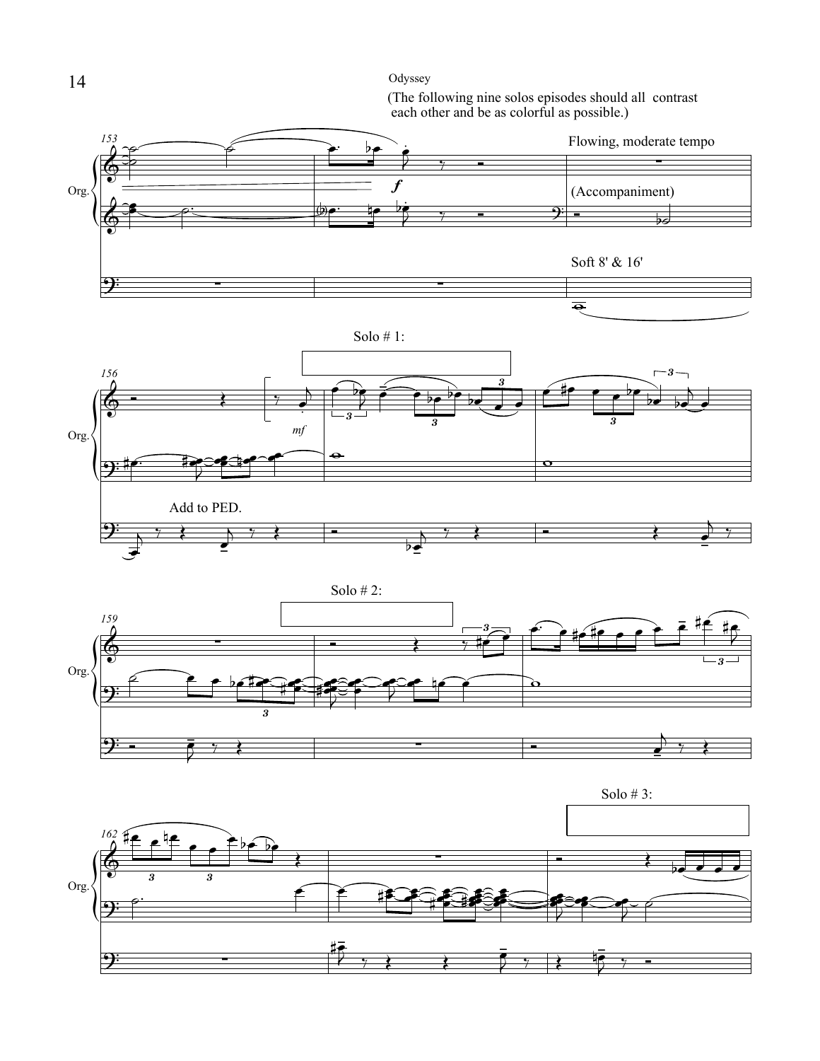Odyssey

(The following nine solos episodes should all contrast each other and be as colorful as possible.)

Flowing, moderate tempo

(Accompaniment)

Soft 8' & 16'

Solo # 1:

Add to PED.

Solo # 2:

Solo # 3: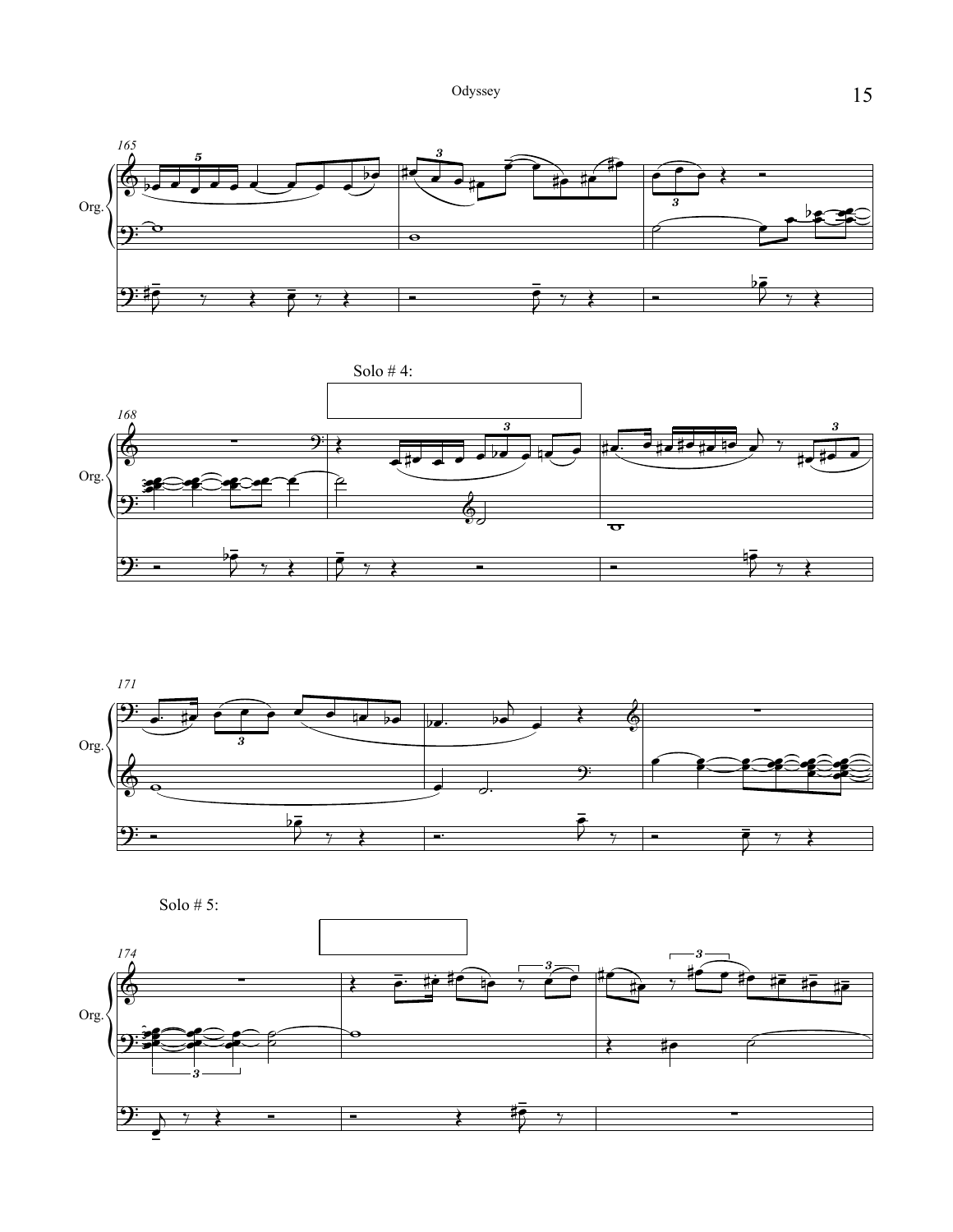Solo # 4:

Solo # 5: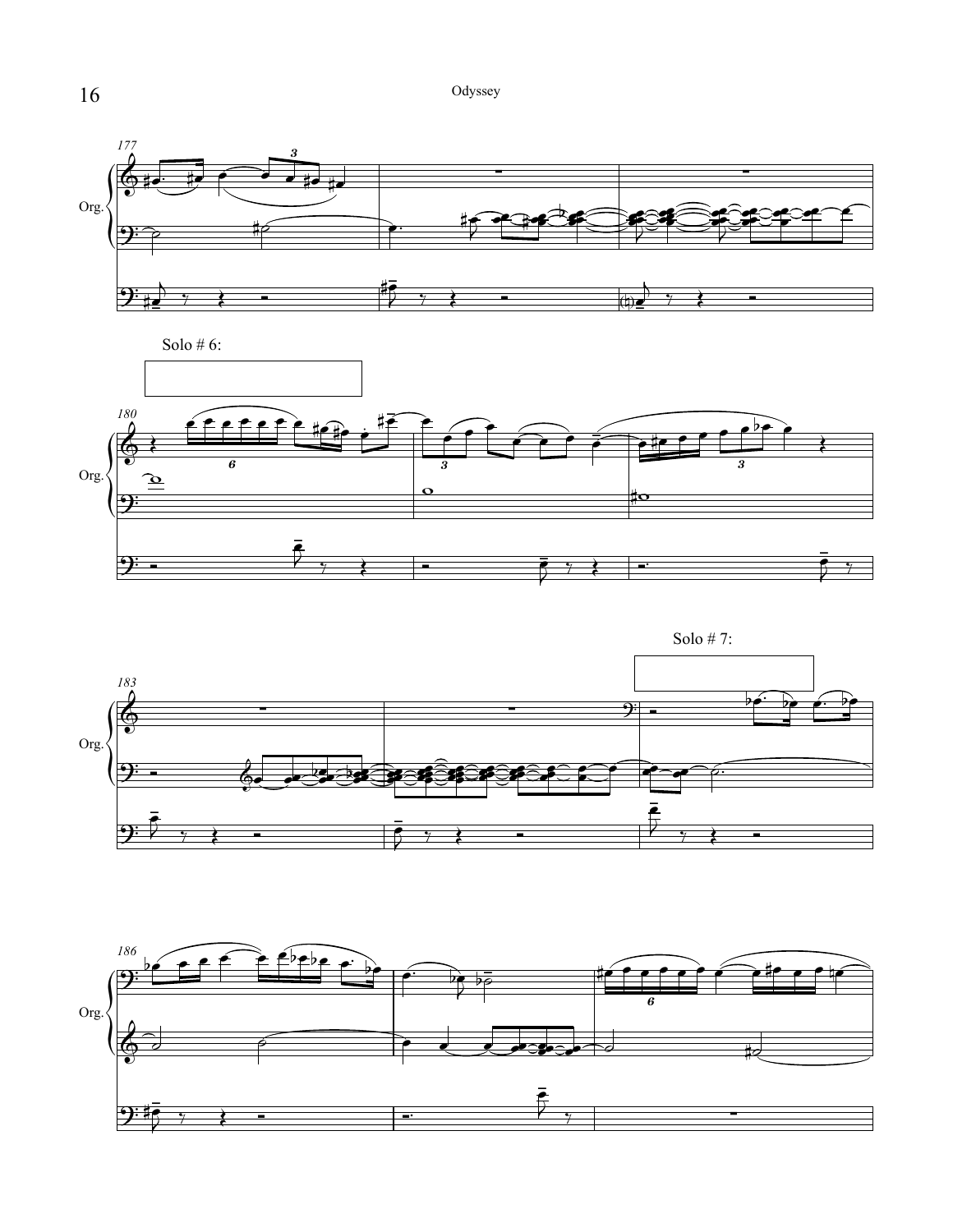Solo # 6:

Solo # 7: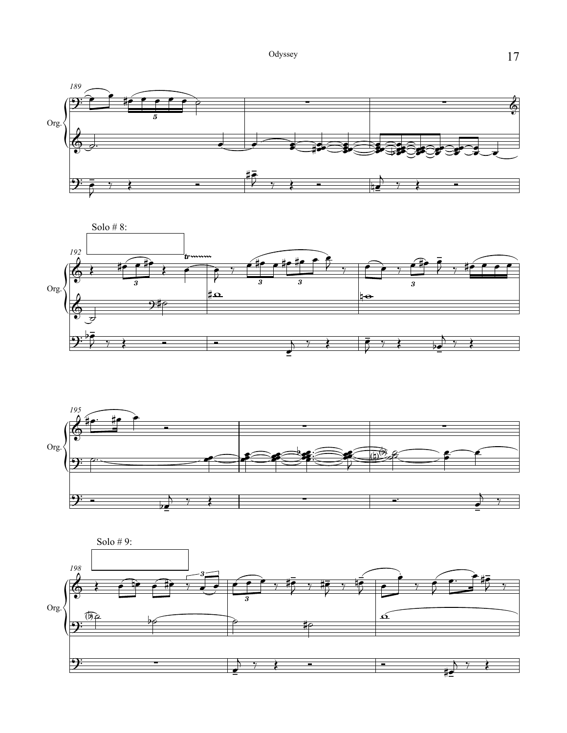Solo # 8:

Solo # 9: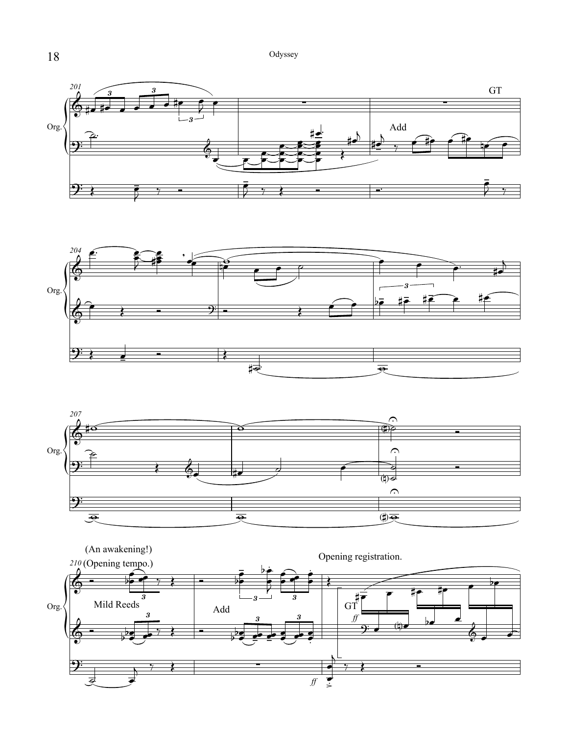Org.

GT

Add

(An awakening!)

(Opening tempo.)

Mild Reeds

Add

Opening registration.

GT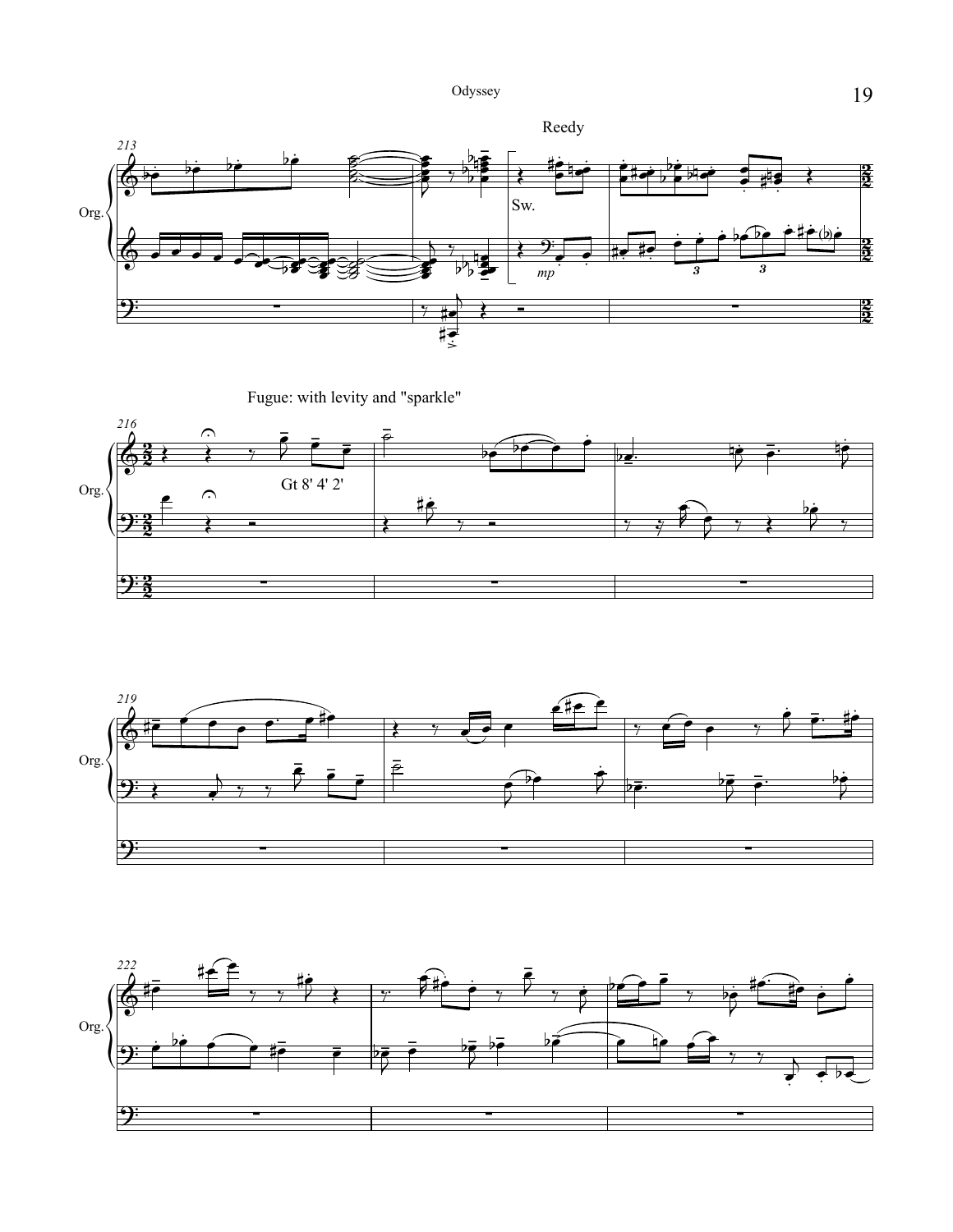Reedy

Sw.

*mp*

Fugue: with levity and "sparkle"

Gt 8' 4' 2'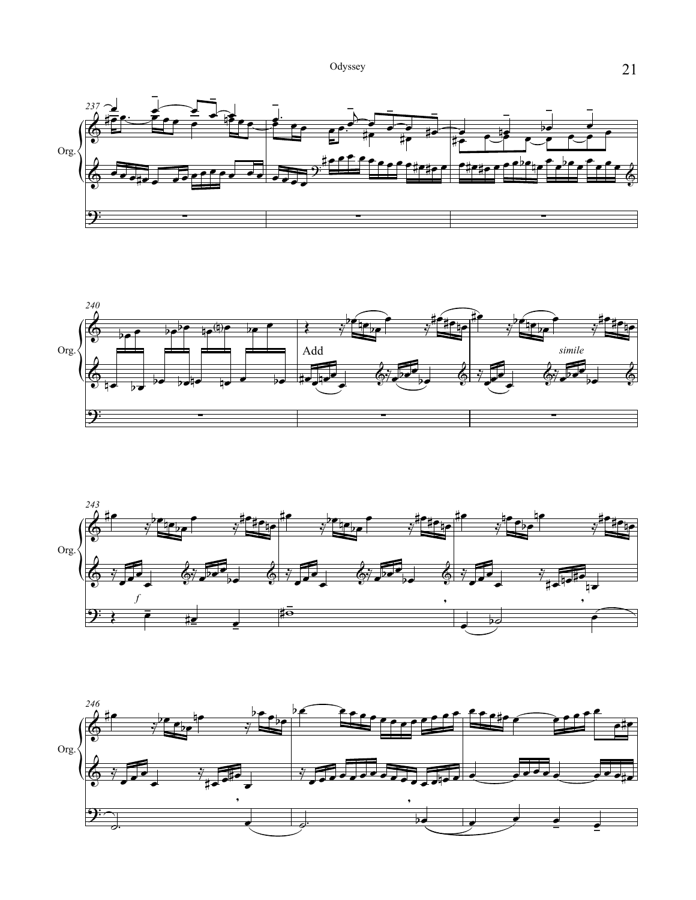Add

*simile*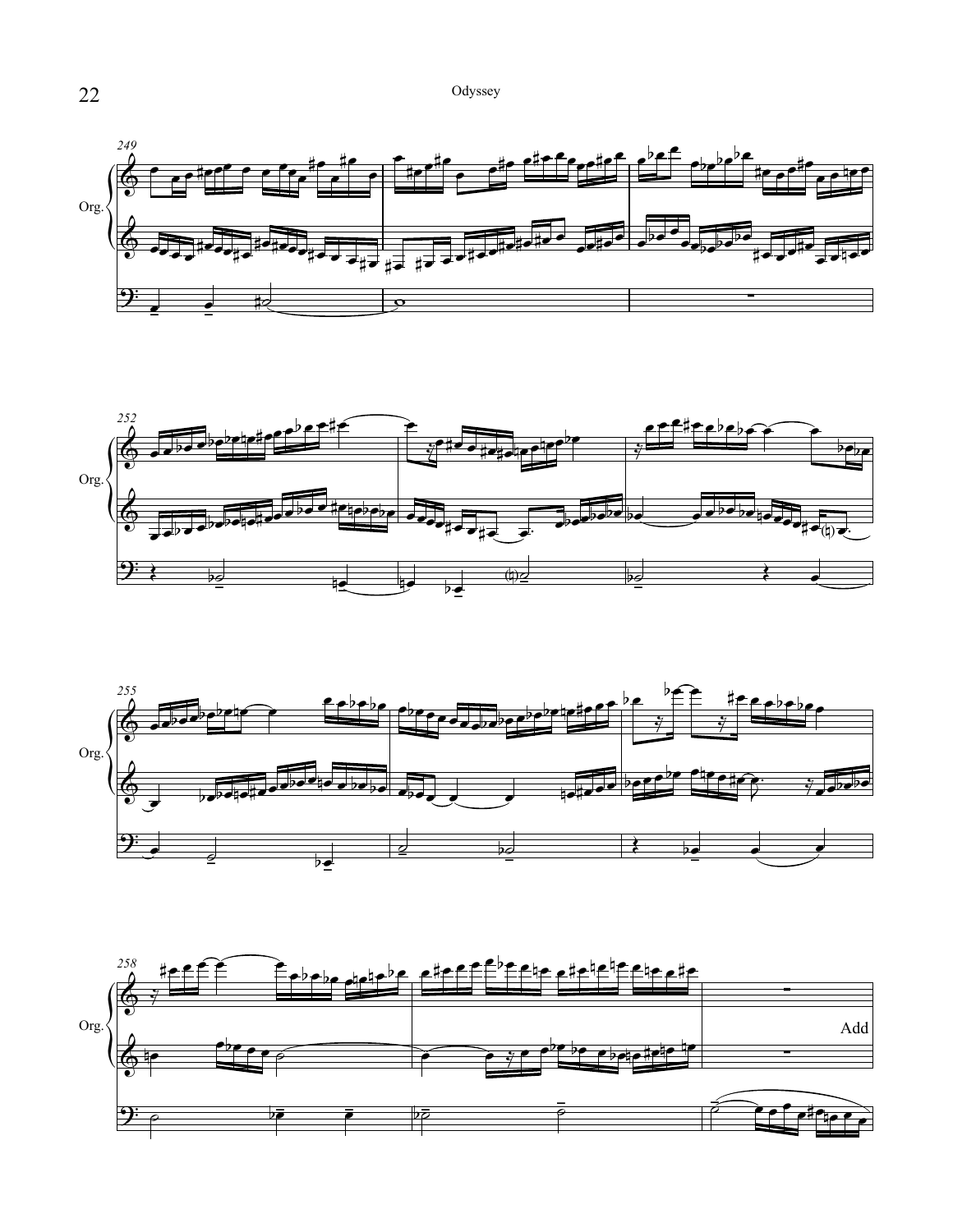Org.

Org.

Add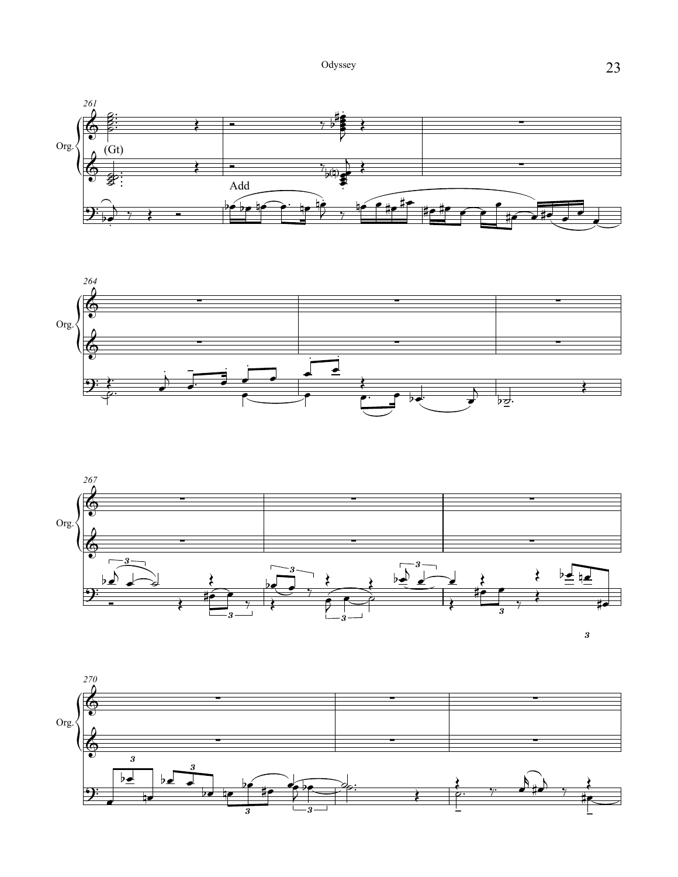Org.

(Gt)

Add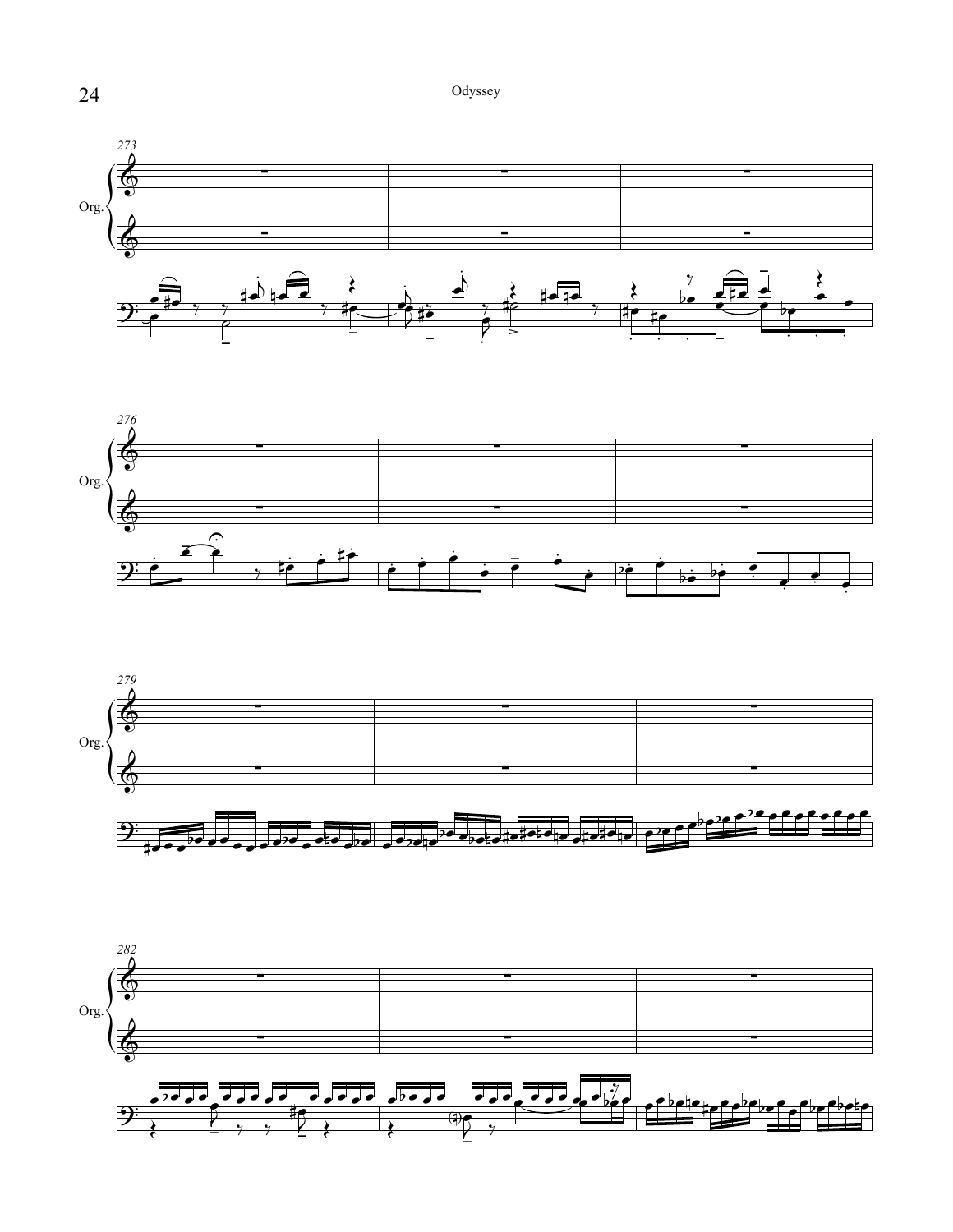273

Org.

276

Org.

279

Org.

282

Org.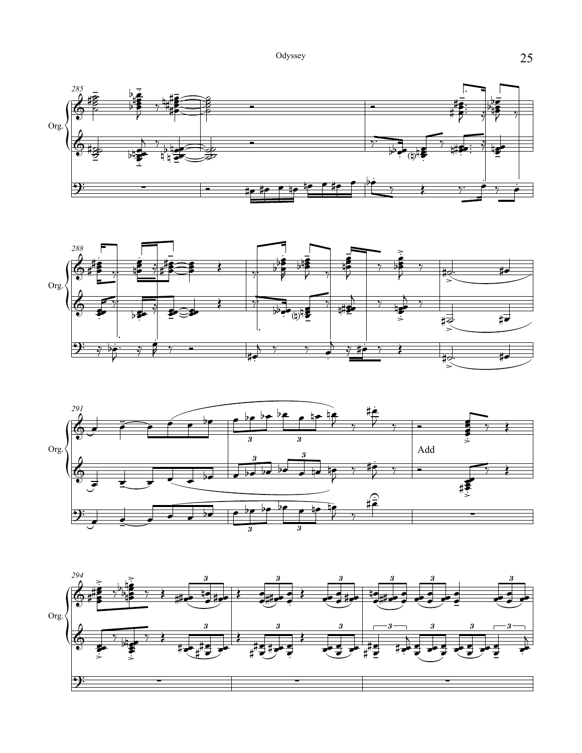Org.

Org.

Add

Org.

Org.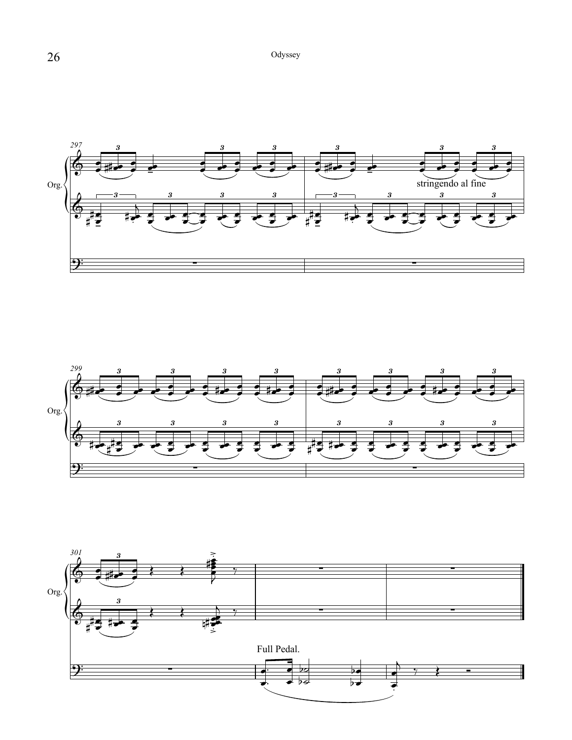297

Org.

stringendo al fine

299

Org.

301

Org.

Full Pedal.